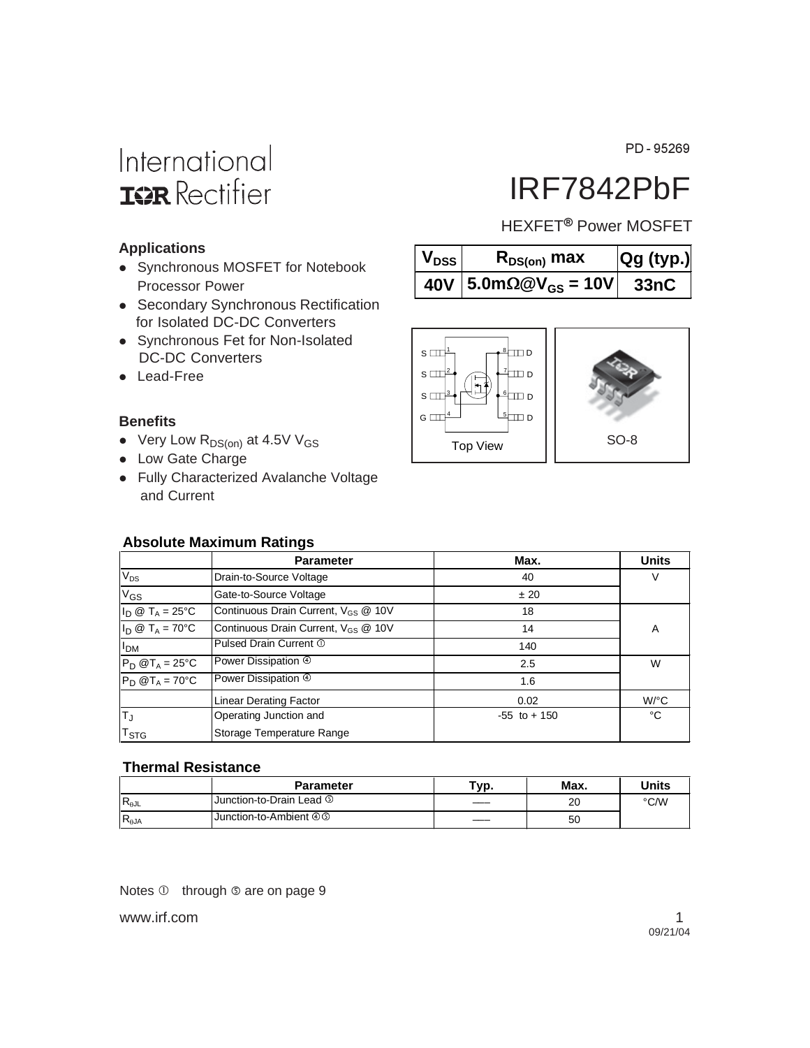PD - 95269

International IOR Rectifier

# IRF7842PbF

HEXFET® Power MOSFET

| $V_{DSS}$ | $R_{DS(on)}$ max | Qg (typ.) |
|---|---|---|
| 40V | 5.0mΩ@$V_{GS}$ = 10V | 33nC |

S 1, S 2, S 3, G 4 — 8 D, 7 D, 6 D, 5 D

Top View

SO-8

## Applications

- Synchronous MOSFET for Notebook Processor Power
- Secondary Synchronous Rectification for Isolated DC-DC Converters
- Synchronous Fet for Non-Isolated DC-DC Converters
- Lead-Free

## Benefits

- Very Low $R_{DS(on)}$ at 4.5V $V_{GS}$
- Low Gate Charge
- Fully Characterized Avalanche Voltage and Current

## Absolute Maximum Ratings

| | Parameter | Max. | Units |
|---|---|---|---|
| $V_{DS}$ | Drain-to-Source Voltage | 40 | V |
| $V_{GS}$ | Gate-to-Source Voltage | ± 20 | |
| $I_D$ @ $T_A$ = 25°C | Continuous Drain Current, $V_{GS}$ @ 10V | 18 | A |
| $I_D$ @ $T_A$ = 70°C | Continuous Drain Current, $V_{GS}$ @ 10V | 14 | |
| $I_{DM}$ | Pulsed Drain Current ① | 140 | |
| $P_D$ @$T_A$ = 25°C | Power Dissipation ④ | 2.5 | W |
| $P_D$ @$T_A$ = 70°C | Power Dissipation ④ | 1.6 | |
| | Linear Derating Factor | 0.02 | W/°C |
| $T_J$ | Operating Junction and | -55 to + 150 | °C |
| $T_{STG}$ | Storage Temperature Range | | |

## Thermal Resistance

| | Parameter | Typ. | Max. | Units |
|---|---|---|---|---|
| $R_{\theta JL}$ | Junction-to-Drain Lead ⑤ | ––– | 20 | °C/W |
| $R_{\theta JA}$ | Junction-to-Ambient ④⑤ | ––– | 50 | |

Notes ① through ⑤ are on page 9

www.irf.com

09/21/04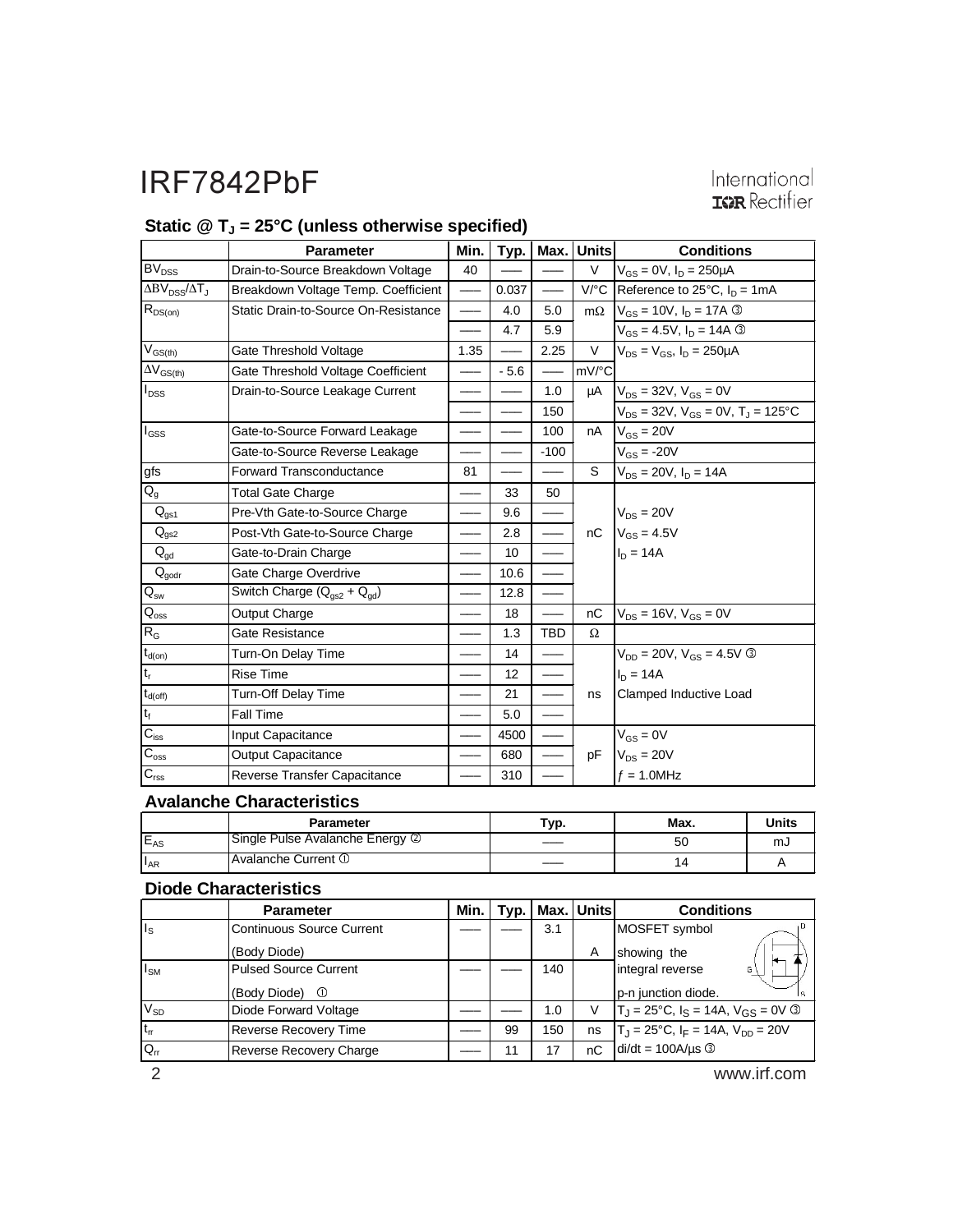## Static @ $T_J$ = 25°C (unless otherwise specified)

| | Parameter | Min. | Typ. | Max. | Units | Conditions |
|---|---|---|---|---|---|---|
| $BV_{DSS}$ | Drain-to-Source Breakdown Voltage | 40 | —— | —— | V | $V_{GS}$ = 0V, $I_D$ = 250µA |
| $\Delta BV_{DSS}/\Delta T_J$ | Breakdown Voltage Temp. Coefficient | —— | 0.037 | —— | V/°C | Reference to 25°C, $I_D$ = 1mA |
| $R_{DS(on)}$ | Static Drain-to-Source On-Resistance | —— | 4.0 | 5.0 | mΩ | $V_{GS}$ = 10V, $I_D$ = 17A ③ |
| | | —— | 4.7 | 5.9 | | $V_{GS}$ = 4.5V, $I_D$ = 14A ③ |
| $V_{GS(th)}$ | Gate Threshold Voltage | 1.35 | —— | 2.25 | V | $V_{DS}$ = $V_{GS}$, $I_D$ = 250µA |
| $\Delta V_{GS(th)}$ | Gate Threshold Voltage Coefficient | —— | - 5.6 | —— | mV/°C | |
| $I_{DSS}$ | Drain-to-Source Leakage Current | —— | —— | 1.0 | µA | $V_{DS}$ = 32V, $V_{GS}$ = 0V |
| | | —— | —— | 150 | | $V_{DS}$ = 32V, $V_{GS}$ = 0V, $T_J$ = 125°C |
| $I_{GSS}$ | Gate-to-Source Forward Leakage | —— | —— | 100 | nA | $V_{GS}$ = 20V |
| | Gate-to-Source Reverse Leakage | —— | —— | -100 | | $V_{GS}$ = -20V |
| gfs | Forward Transconductance | 81 | —— | —— | S | $V_{DS}$ = 20V, $I_D$ = 14A |
| $Q_g$ | Total Gate Charge | —— | 33 | 50 | nC | |
| $Q_{gs1}$ | Pre-Vth Gate-to-Source Charge | —— | 9.6 | —— | | $V_{DS}$ = 20V |
| $Q_{gs2}$ | Post-Vth Gate-to-Source Charge | —— | 2.8 | —— | | $V_{GS}$ = 4.5V |
| $Q_{gd}$ | Gate-to-Drain Charge | —— | 10 | —— | | $I_D$ = 14A |
| $Q_{godr}$ | Gate Charge Overdrive | —— | 10.6 | —— | | |
| $Q_{sw}$ | Switch Charge ($Q_{gs2}$ + $Q_{gd}$) | —— | 12.8 | —— | | |
| $Q_{oss}$ | Output Charge | —— | 18 | —— | nC | $V_{DS}$ = 16V, $V_{GS}$ = 0V |
| $R_G$ | Gate Resistance | —— | 1.3 | TBD | Ω | |
| $t_{d(on)}$ | Turn-On Delay Time | —— | 14 | —— | ns | $V_{DD}$ = 20V, $V_{GS}$ = 4.5V ③ |
| $t_r$ | Rise Time | —— | 12 | —— | | $I_D$ = 14A |
| $t_{d(off)}$ | Turn-Off Delay Time | —— | 21 | —— | | Clamped Inductive Load |
| $t_f$ | Fall Time | —— | 5.0 | —— | | |
| $C_{iss}$ | Input Capacitance | —— | 4500 | —— | pF | $V_{GS}$ = 0V |
| $C_{oss}$ | Output Capacitance | —— | 680 | —— | | $V_{DS}$ = 20V |
| $C_{rss}$ | Reverse Transfer Capacitance | —— | 310 | —— | | *ƒ* = 1.0MHz |

## Avalanche Characteristics

| | Parameter | Typ. | Max. | Units |
|---|---|---|---|---|
| $E_{AS}$ | Single Pulse Avalanche Energy ② | —— | 50 | mJ |
| $I_{AR}$ | Avalanche Current ① | —— | 14 | A |

## Diode Characteristics

| | Parameter | Min. | Typ. | Max. | Units | Conditions |
|---|---|---|---|---|---|---|
| $I_S$ | Continuous Source Current (Body Diode) | —— | —— | 3.1 | A | MOSFET symbol showing the integral reverse p-n junction diode. |
| $I_{SM}$ | Pulsed Source Current (Body Diode) ① | —— | —— | 140 | | |
| $V_{SD}$ | Diode Forward Voltage | —— | —— | 1.0 | V | $T_J$ = 25°C, $I_S$ = 14A, $V_{GS}$ = 0V ③ |
| $t_{rr}$ | Reverse Recovery Time | —— | 99 | 150 | ns | $T_J$ = 25°C, $I_F$ = 14A, $V_{DD}$ = 20V |
| $Q_{rr}$ | Reverse Recovery Charge | —— | 11 | 17 | nC | di/dt = 100A/µs ③ |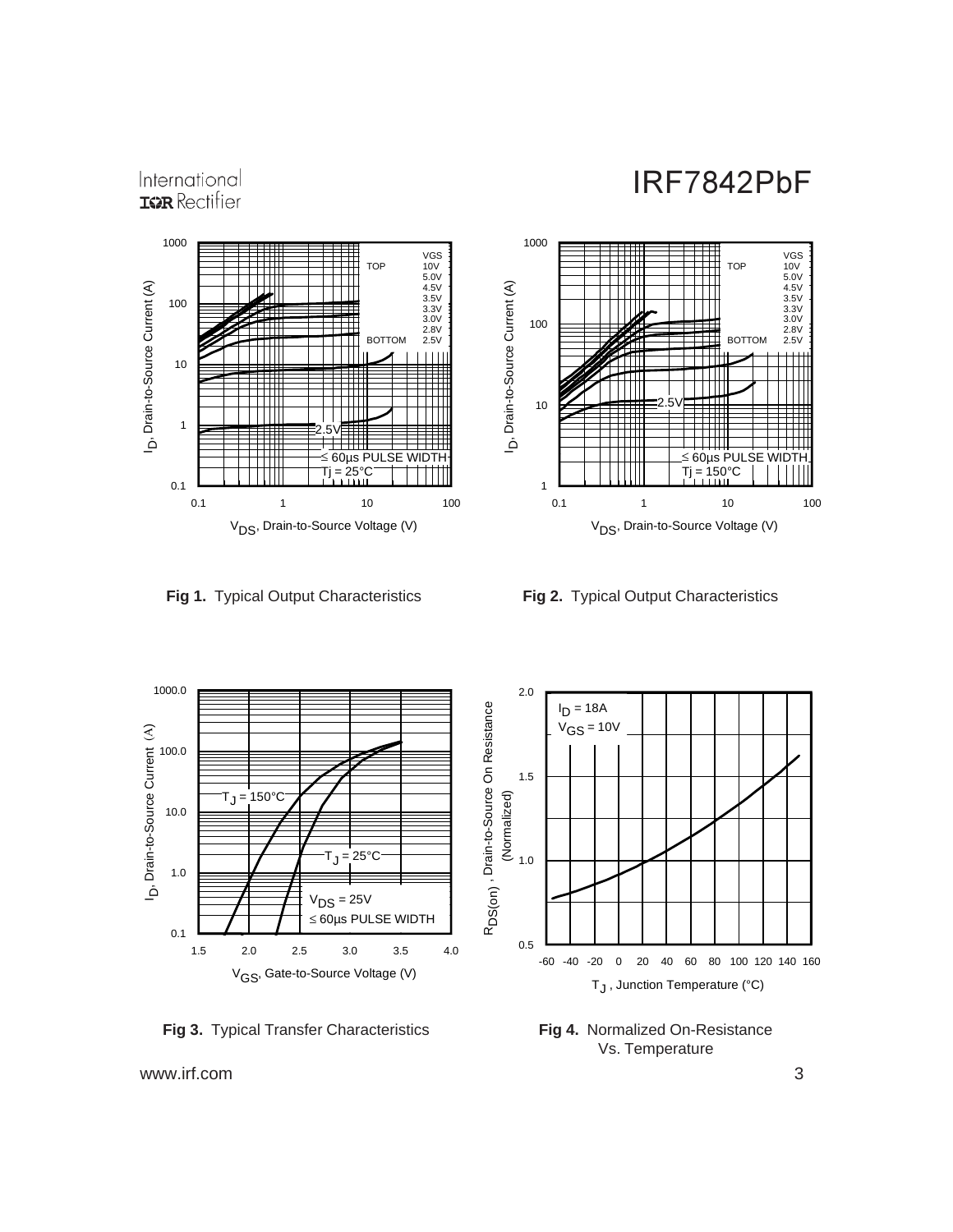**Fig 1.** Typical Output Characteristics

**Fig 2.** Typical Output Characteristics

**Fig 3.** Typical Transfer Characteristics

**Fig 4.** Normalized On-Resistance Vs. Temperature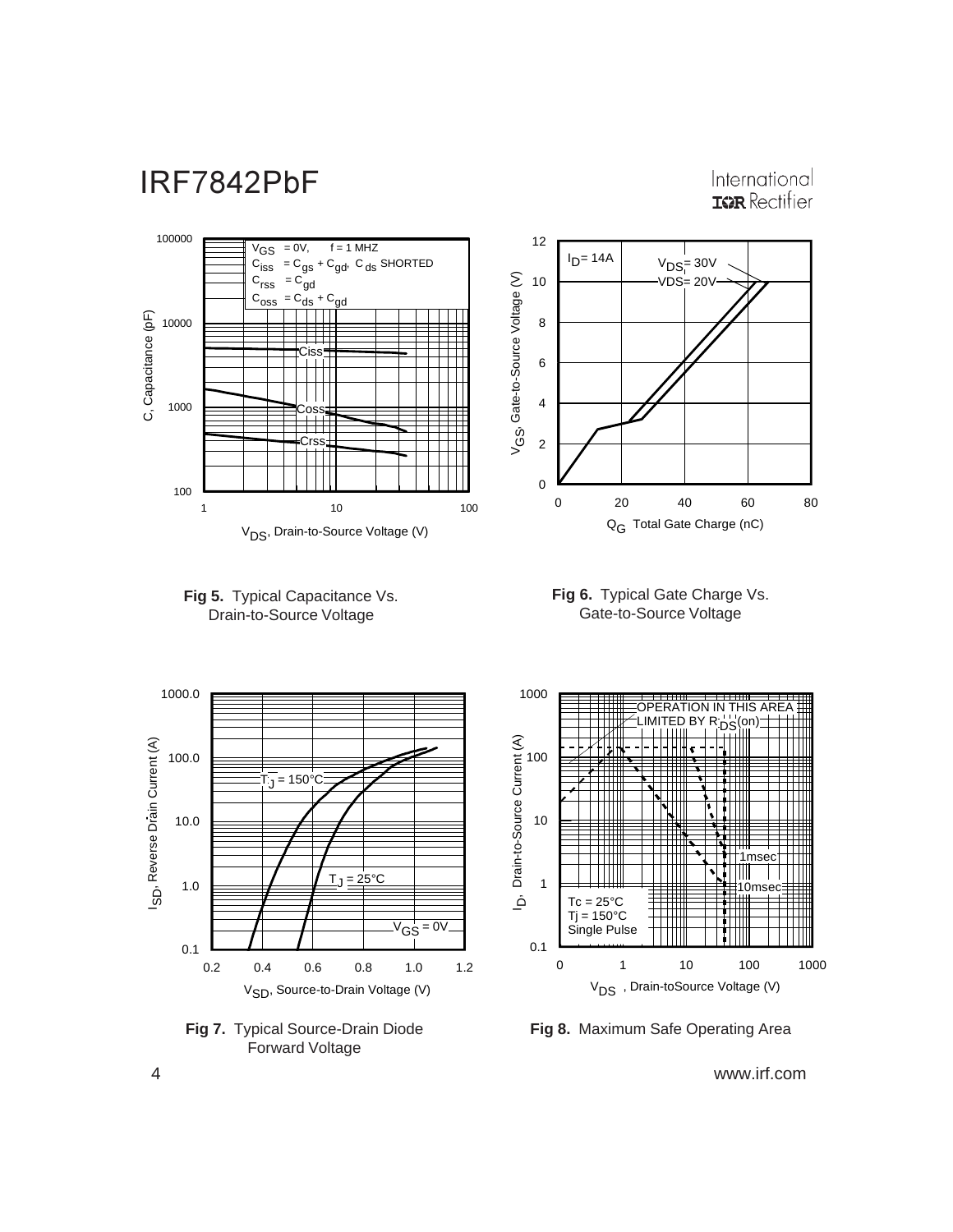**Fig 5.** Typical Capacitance Vs. Drain-to-Source Voltage

**Fig 6.** Typical Gate Charge Vs. Gate-to-Source Voltage

**Fig 7.** Typical Source-Drain Diode Forward Voltage

**Fig 8.** Maximum Safe Operating Area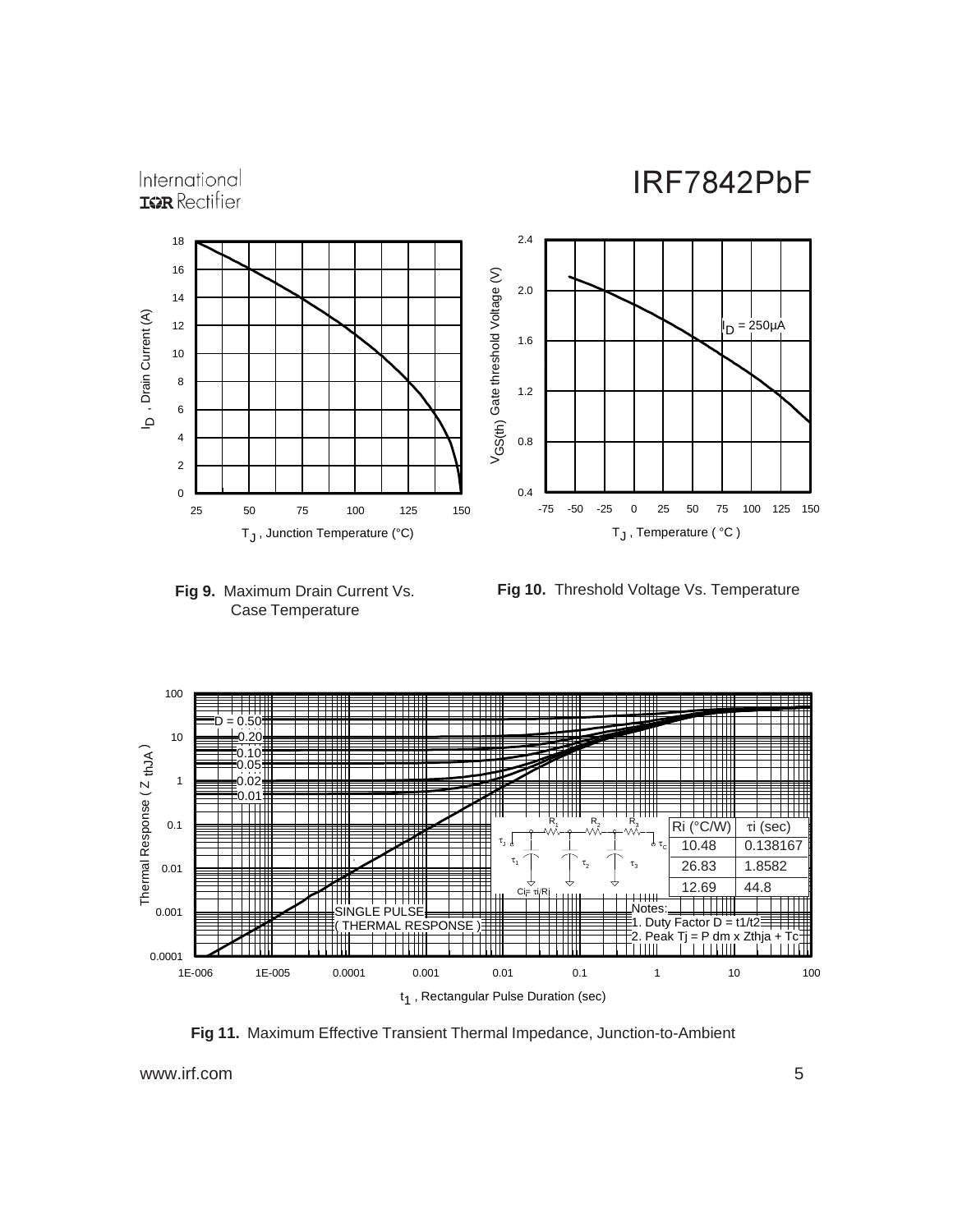Fig 9. Maximum Drain Current Vs. Case Temperature

Fig 10. Threshold Voltage Vs. Temperature

| Ri (°C/W) | τi (sec) |
| --- | --- |
| 10.48 | 0.138167 |
| 26.83 | 1.8582 |
| 12.69 | 44.8 |

Notes:
1. Duty Factor D = t1/t2
2. Peak Tj = P dm x Zthja + Tc

Fig 11. Maximum Effective Transient Thermal Impedance, Junction-to-Ambient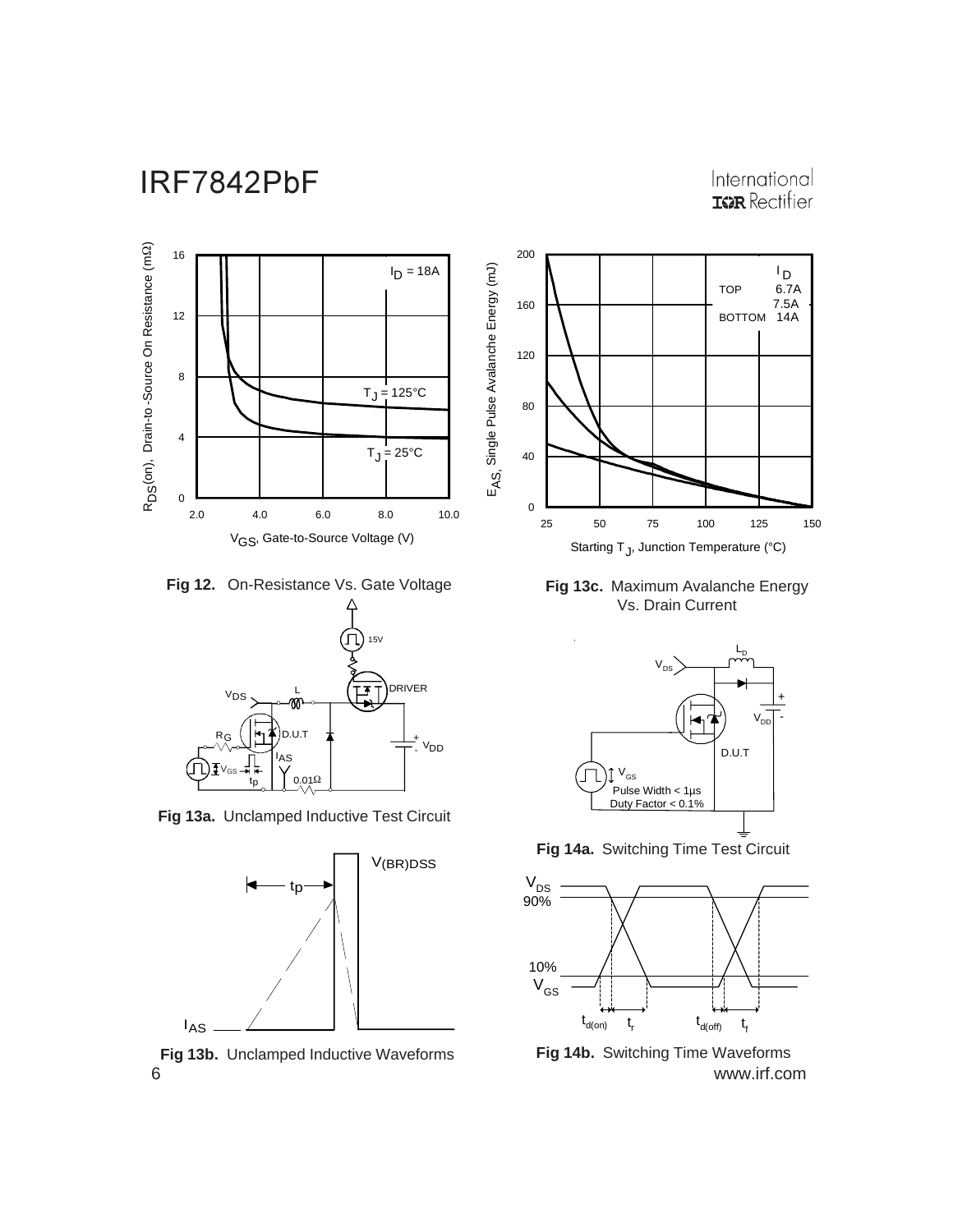Fig 12. On-Resistance Vs. Gate Voltage

Fig 13c. Maximum Avalanche Energy Vs. Drain Current

Fig 13a. Unclamped Inductive Test Circuit

Fig 14a. Switching Time Test Circuit

Fig 13b. Unclamped Inductive Waveforms

Fig 14b. Switching Time Waveforms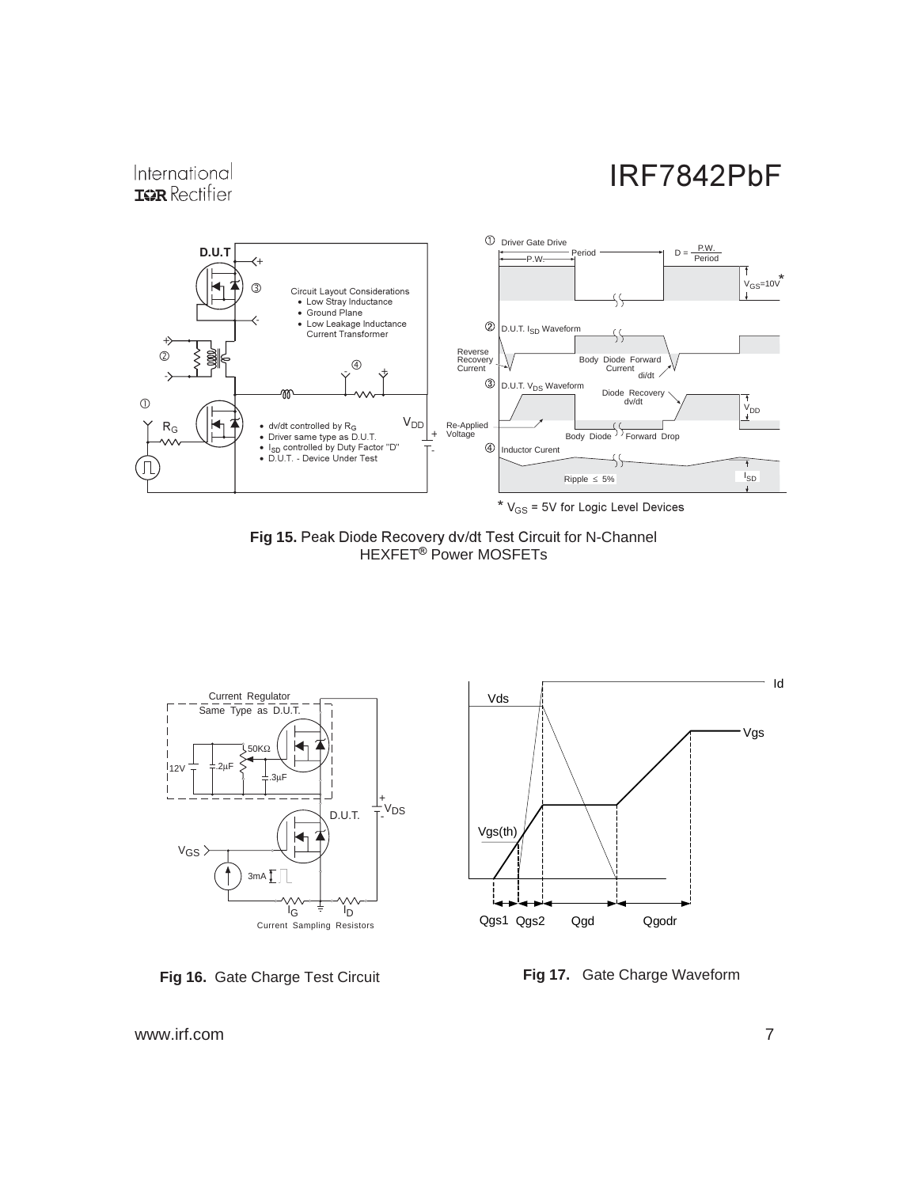Circuit Layout Considerations
- Low Stray Inductance
- Ground Plane
- Low Leakage Inductance Current Transformer

- dv/dt controlled by $R_G$
- Driver same type as D.U.T.
- $I_{SD}$ controlled by Duty Factor "D"
- D.U.T. - Device Under Test

① Driver Gate Drive — $D = \frac{P.W.}{Period}$ — $V_{GS}$=10V*

② D.U.T. $I_{SD}$ Waveform — Reverse Recovery Current — Body Diode Forward Current di/dt

③ D.U.T. $V_{DS}$ Waveform — Diode Recovery dv/dt — $V_{DD}$ — Re-Applied Voltage — Body Diode Forward Drop

④ Inductor Curent — Ripple ≤ 5% — $I_{SD}$

\* $V_{GS}$ = 5V for Logic Level Devices

**Fig 15.** Peak Diode Recovery dv/dt Test Circuit for N-Channel HEXFET® Power MOSFETs

**Fig 16.** Gate Charge Test Circuit

**Fig 17.** Gate Charge Waveform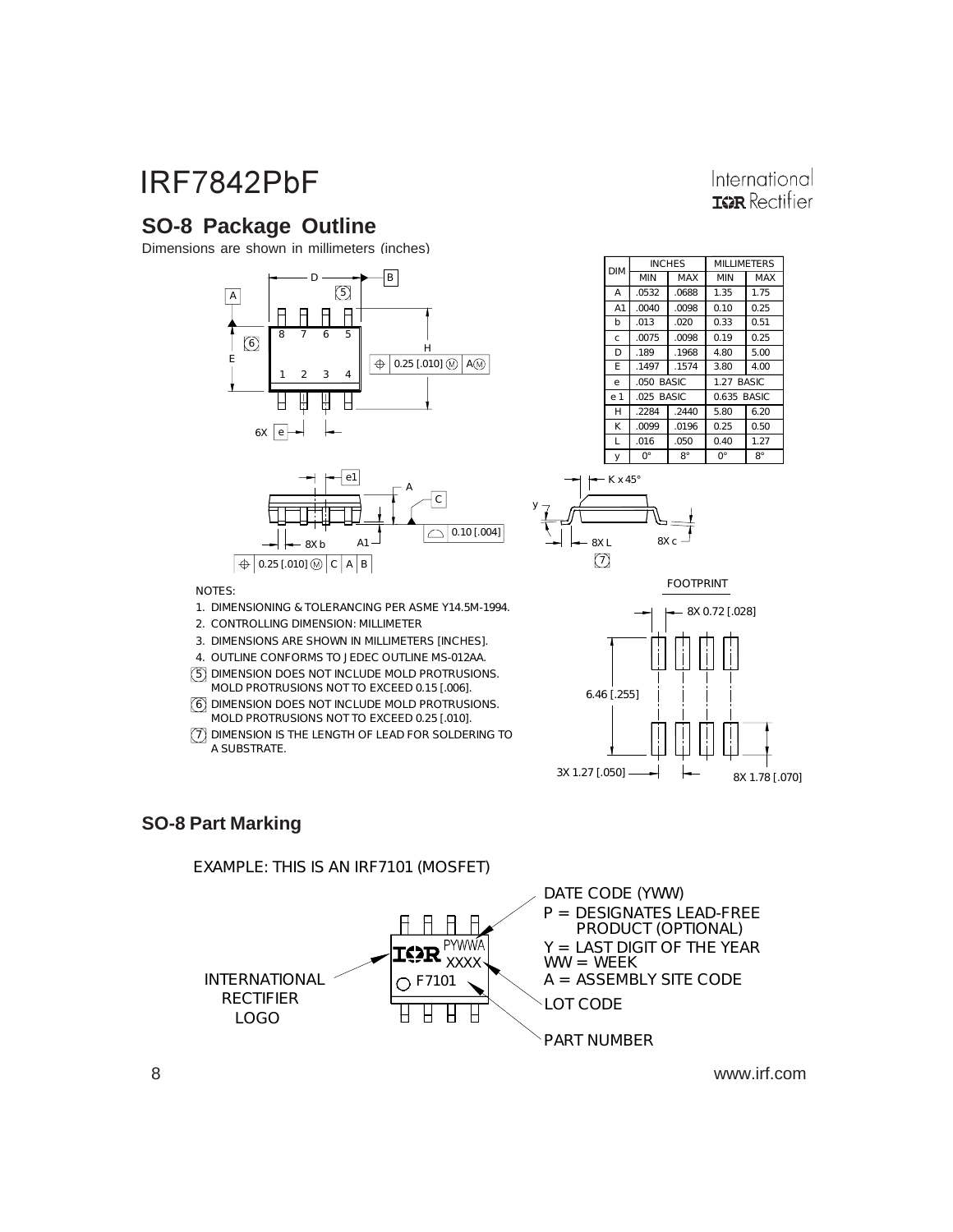## SO-8 Package Outline

Dimensions are shown in millimeters (inches)

| DIM | INCHES | | MILLIMETERS | |
|---|---|---|---|---|
| | MIN | MAX | MIN | MAX |
| A | .0532 | .0688 | 1.35 | 1.75 |
| A1 | .0040 | .0098 | 0.10 | 0.25 |
| b | .013 | .020 | 0.33 | 0.51 |
| c | .0075 | .0098 | 0.19 | 0.25 |
| D | .189 | .1968 | 4.80 | 5.00 |
| E | .1497 | .1574 | 3.80 | 4.00 |
| e | .050 BASIC | | 1.27 BASIC | |
| e 1 | .025 BASIC | | 0.635 BASIC | |
| H | .2284 | .2440 | 5.80 | 6.20 |
| K | .0099 | .0196 | 0.25 | 0.50 |
| L | .016 | .050 | 0.40 | 1.27 |
| y | 0° | 8° | 0° | 8° |

NOTES:

1. DIMENSIONING & TOLERANCING PER ASME Y14.5M-1994.
2. CONTROLLING DIMENSION: MILLIMETER
3. DIMENSIONS ARE SHOWN IN MILLIMETERS [INCHES].
4. OUTLINE CONFORMS TO JEDEC OUTLINE MS-012AA.
5. DIMENSION DOES NOT INCLUDE MOLD PROTRUSIONS. MOLD PROTRUSIONS NOT TO EXCEED 0.15 [.006].
6. DIMENSION DOES NOT INCLUDE MOLD PROTRUSIONS. MOLD PROTRUSIONS NOT TO EXCEED 0.25 [.010].
7. DIMENSION IS THE LENGTH OF LEAD FOR SOLDERING TO A SUBSTRATE.

FOOTPRINT

8X 0.72 [.028]
6.46 [.255]
3X 1.27 [.050]
8X 1.78 [.070]

## SO-8 Part Marking

EXAMPLE: THIS IS AN IRF7101 (MOSFET)

- INTERNATIONAL RECTIFIER LOGO
- DATE CODE (YWW)
  - P = DESIGNATES LEAD-FREE PRODUCT (OPTIONAL)
  - Y = LAST DIGIT OF THE YEAR
  - WW = WEEK
  - A = ASSEMBLY SITE CODE
- LOT CODE
- PART NUMBER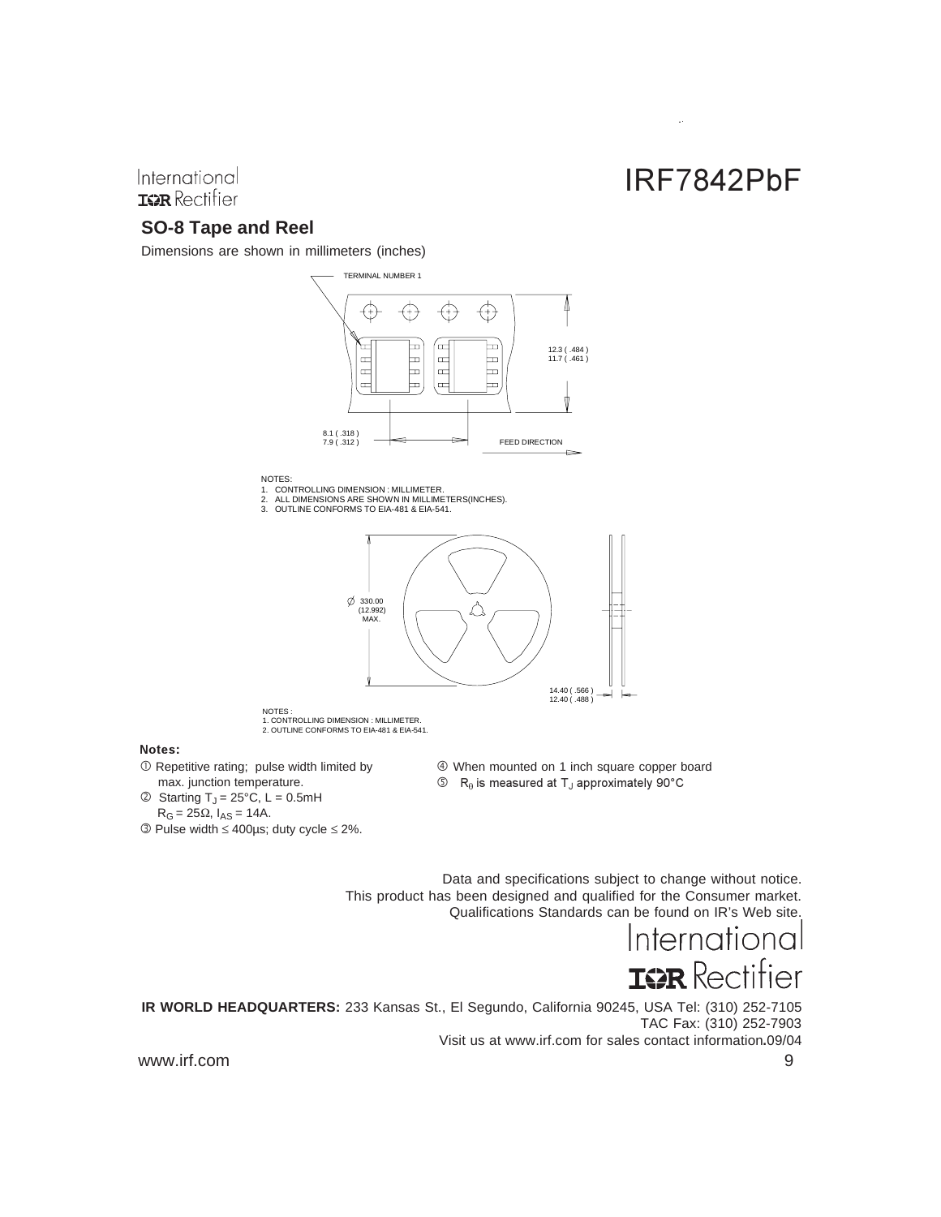# IRF7842PbF

## SO-8 Tape and Reel

Dimensions are shown in millimeters (inches)

TERMINAL NUMBER 1

12.3 ( .484 )
11.7 ( .461 )

8.1 ( .318 )
7.9 ( .312 )

FEED DIRECTION

NOTES:
1. CONTROLLING DIMENSION : MILLIMETER.
2. ALL DIMENSIONS ARE SHOWN IN MILLIMETERS(INCHES).
3. OUTLINE CONFORMS TO EIA-481 & EIA-541.

∅ 330.00
(12.992)
MAX.

14.40 ( .566 )
12.40 ( .488 )

NOTES :
1. CONTROLLING DIMENSION : MILLIMETER.
2. OUTLINE CONFORMS TO EIA-481 & EIA-541.

**Notes:**

① Repetitive rating; pulse width limited by max. junction temperature.

② Starting $T_J = 25°C$, $L = 0.5mH$ $R_G = 25\Omega$, $I_{AS} = 14A$.

③ Pulse width ≤ 400µs; duty cycle ≤ 2%.

④ When mounted on 1 inch square copper board

⑤ $R_\theta$ is measured at $T_J$ approximately 90°C

Data and specifications subject to change without notice.
This product has been designed and qualified for the Consumer market.
Qualifications Standards can be found on IR's Web site.

International
IOR Rectifier

**IR WORLD HEADQUARTERS:** 233 Kansas St., El Segundo, California 90245, USA Tel: (310) 252-7105
TAC Fax: (310) 252-7903
Visit us at www.irf.com for sales contact information**.**09/04